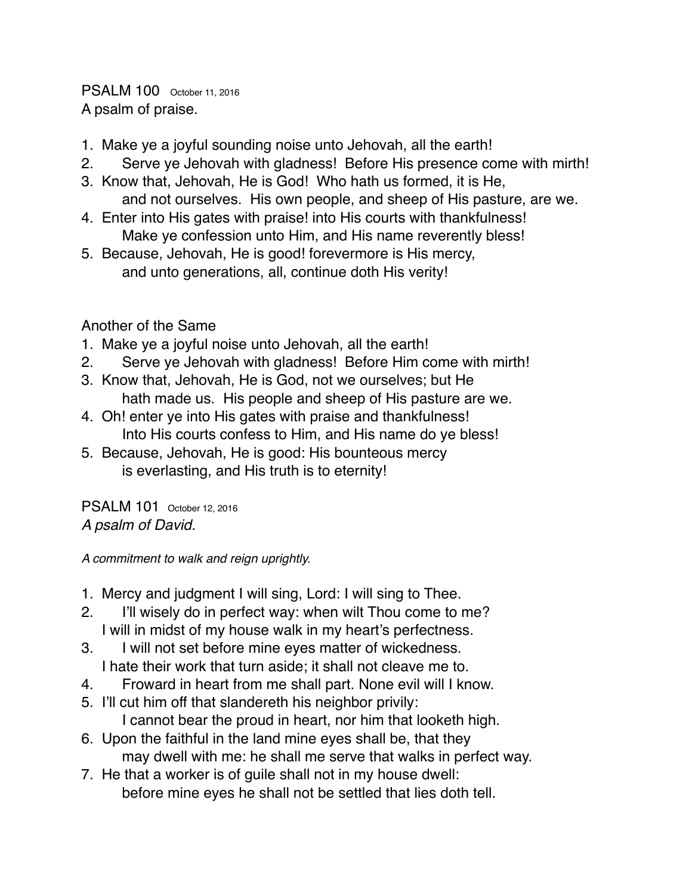## PSALM 100 October 11, 2016

A psalm of praise.

1. Make ye a joyful sounding noise unto Jehovah, all the earth!
2. Serve ye Jehovah with gladness! Before His presence come with mirth!
3. Know that, Jehovah, He is God! Who hath us formed, it is He,
   and not ourselves. His own people, and sheep of His pasture, are we.
4. Enter into His gates with praise! into His courts with thankfulness!
   Make ye confession unto Him, and His name reverently bless!
5. Because, Jehovah, He is good! forevermore is His mercy,
   and unto generations, all, continue doth His verity!

### Another of the Same

1. Make ye a joyful noise unto Jehovah, all the earth!
2. Serve ye Jehovah with gladness! Before Him come with mirth!
3. Know that, Jehovah, He is God, not we ourselves; but He
   hath made us. His people and sheep of His pasture are we.
4. Oh! enter ye into His gates with praise and thankfulness!
   Into His courts confess to Him, and His name do ye bless!
5. Because, Jehovah, He is good: His bounteous mercy
   is everlasting, and His truth is to eternity!

## PSALM 101 October 12, 2016

*A psalm of David.*

*A commitment to walk and reign uprightly.*

1. Mercy and judgment I will sing, Lord: I will sing to Thee.
2. I'll wisely do in perfect way: when wilt Thou come to me?
   I will in midst of my house walk in my heart's perfectness.
3. I will not set before mine eyes matter of wickedness.
   I hate their work that turn aside; it shall not cleave me to.
4. Froward in heart from me shall part. None evil will I know.
5. I'll cut him off that slandereth his neighbor privily:
   I cannot bear the proud in heart, nor him that looketh high.
6. Upon the faithful in the land mine eyes shall be, that they
   may dwell with me: he shall me serve that walks in perfect way.
7. He that a worker is of guile shall not in my house dwell:
   before mine eyes he shall not be settled that lies doth tell.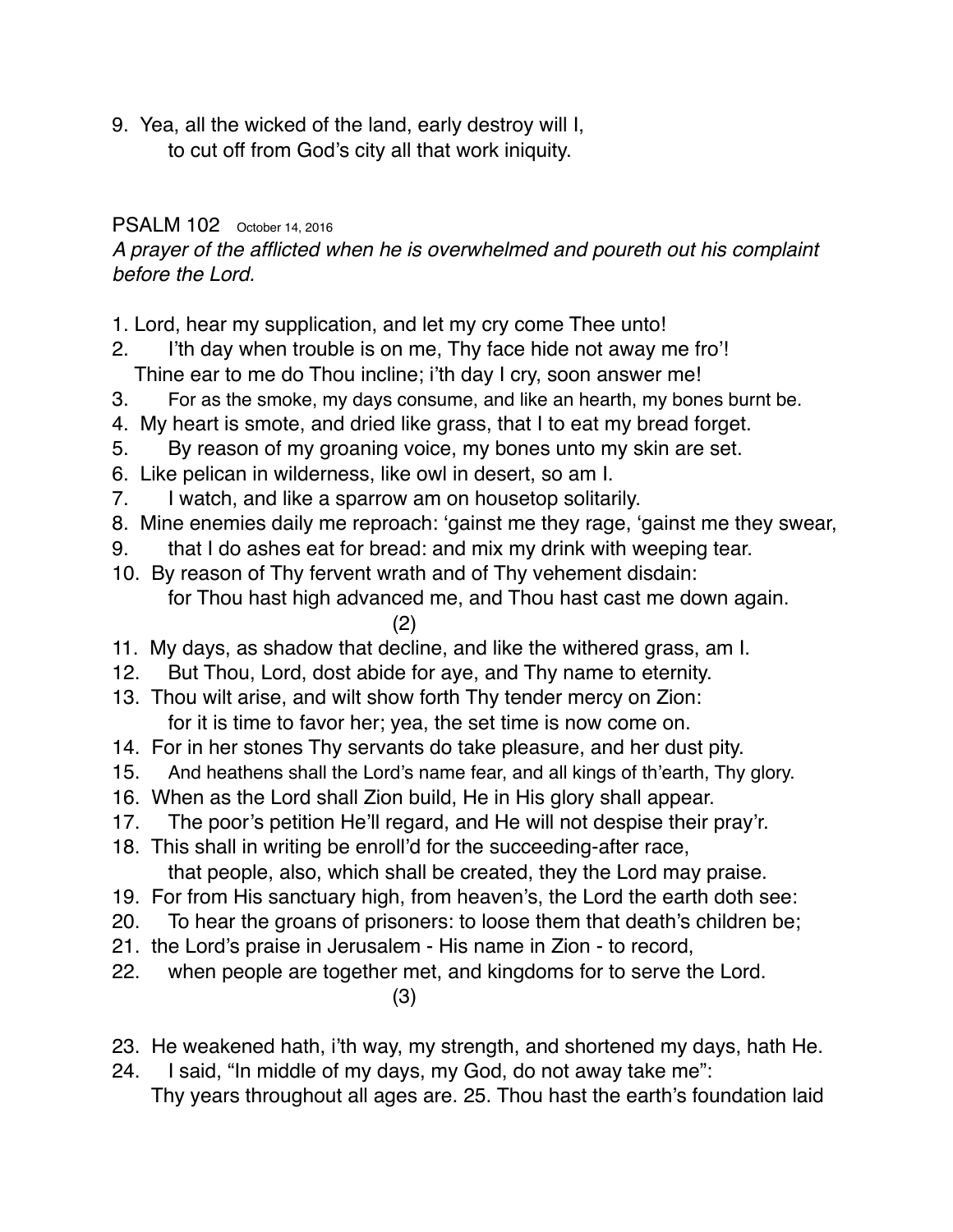9. Yea, all the wicked of the land, early destroy will I,
 to cut off from God's city all that work iniquity.

PSALM 102 October 14, 2016

*A prayer of the afflicted when he is overwhelmed and poureth out his complaint before the Lord.*

1. Lord, hear my supplication, and let my cry come Thee unto!
2. I'th day when trouble is on me, Thy face hide not away me fro'!
 Thine ear to me do Thou incline; i'th day I cry, soon answer me!
3. For as the smoke, my days consume, and like an hearth, my bones burnt be.
4. My heart is smote, and dried like grass, that I to eat my bread forget.
5. By reason of my groaning voice, my bones unto my skin are set.
6. Like pelican in wilderness, like owl in desert, so am I.
7. I watch, and like a sparrow am on housetop solitarily.
8. Mine enemies daily me reproach: 'gainst me they rage, 'gainst me they swear,
9. that I do ashes eat for bread: and mix my drink with weeping tear.
10. By reason of Thy fervent wrath and of Thy vehement disdain:
 for Thou hast high advanced me, and Thou hast cast me down again.

(2)

11. My days, as shadow that decline, and like the withered grass, am I.
12. But Thou, Lord, dost abide for aye, and Thy name to eternity.
13. Thou wilt arise, and wilt show forth Thy tender mercy on Zion:
 for it is time to favor her; yea, the set time is now come on.
14. For in her stones Thy servants do take pleasure, and her dust pity.
15. And heathens shall the Lord's name fear, and all kings of th'earth, Thy glory.
16. When as the Lord shall Zion build, He in His glory shall appear.
17. The poor's petition He'll regard, and He will not despise their pray'r.
18. This shall in writing be enroll'd for the succeeding-after race,
 that people, also, which shall be created, they the Lord may praise.
19. For from His sanctuary high, from heaven's, the Lord the earth doth see:
20. To hear the groans of prisoners: to loose them that death's children be;
21. the Lord's praise in Jerusalem - His name in Zion - to record,
22. when people are together met, and kingdoms for to serve the Lord.

(3)

23. He weakened hath, i'th way, my strength, and shortened my days, hath He.
24. I said, "In middle of my days, my God, do not away take me":
 Thy years throughout all ages are. 25. Thou hast the earth's foundation laid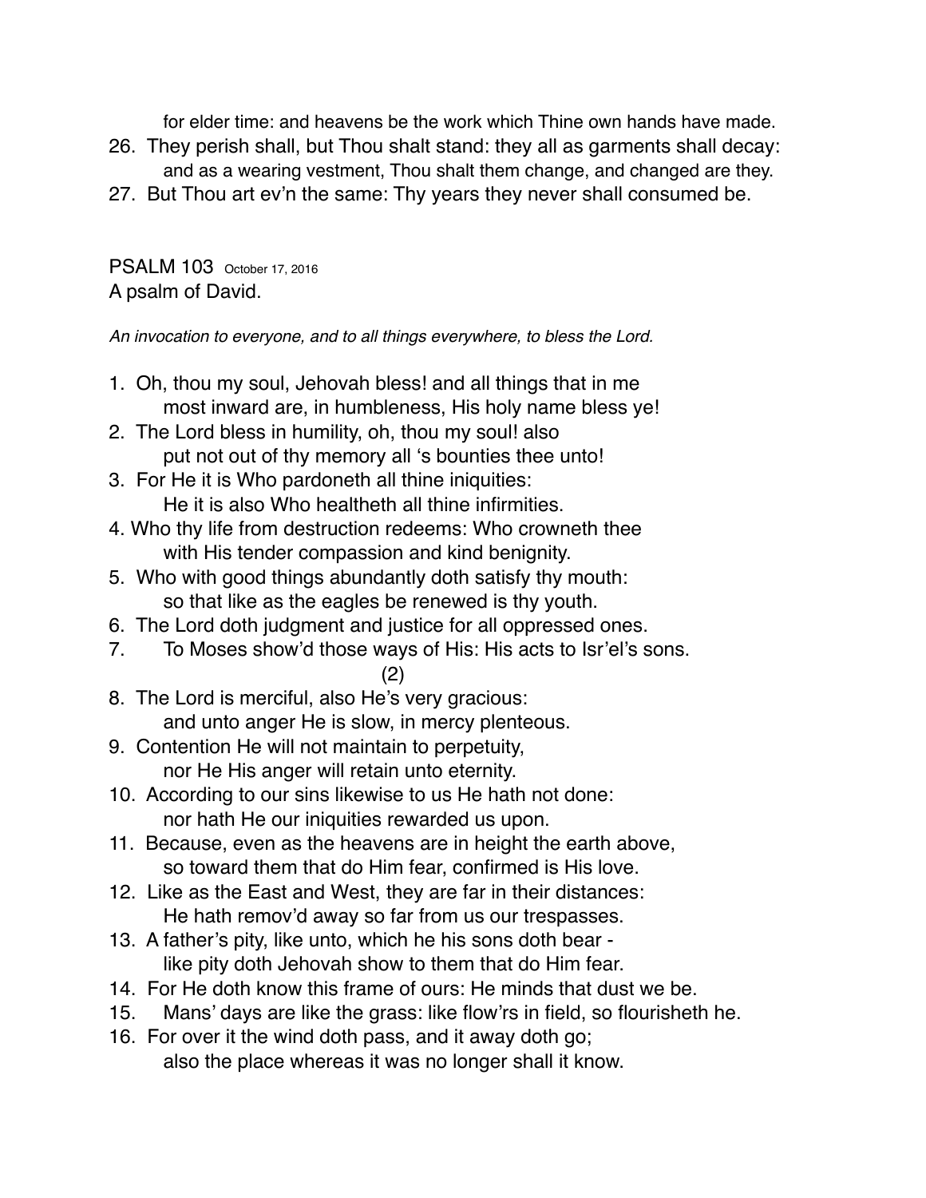for elder time: and heavens be the work which Thine own hands have made.

26. They perish shall, but Thou shalt stand: they all as garments shall decay:
    and as a wearing vestment, Thou shalt them change, and changed are they.
27. But Thou art ev'n the same: Thy years they never shall consumed be.

PSALM 103 October 17, 2016

A psalm of David.

*An invocation to everyone, and to all things everywhere, to bless the Lord.*

1. Oh, thou my soul, Jehovah bless! and all things that in me
    most inward are, in humbleness, His holy name bless ye!
2. The Lord bless in humility, oh, thou my soul! also
    put not out of thy memory all 's bounties thee unto!
3. For He it is Who pardoneth all thine iniquities:
    He it is also Who healtheth all thine infirmities.
4. Who thy life from destruction redeems: Who crowneth thee
    with His tender compassion and kind benignity.
5. Who with good things abundantly doth satisfy thy mouth:
    so that like as the eagles be renewed is thy youth.
6. The Lord doth judgment and justice for all oppressed ones.
7. To Moses show'd those ways of His: His acts to Isr'el's sons.

(2)

8. The Lord is merciful, also He's very gracious:
    and unto anger He is slow, in mercy plenteous.
9. Contention He will not maintain to perpetuity,
    nor He His anger will retain unto eternity.
10. According to our sins likewise to us He hath not done:
    nor hath He our iniquities rewarded us upon.
11. Because, even as the heavens are in height the earth above,
    so toward them that do Him fear, confirmed is His love.
12. Like as the East and West, they are far in their distances:
    He hath remov'd away so far from us our trespasses.
13. A father's pity, like unto, which he his sons doth bear -
    like pity doth Jehovah show to them that do Him fear.
14. For He doth know this frame of ours: He minds that dust we be.
15. Mans' days are like the grass: like flow'rs in field, so flourisheth he.
16. For over it the wind doth pass, and it away doth go;
    also the place whereas it was no longer shall it know.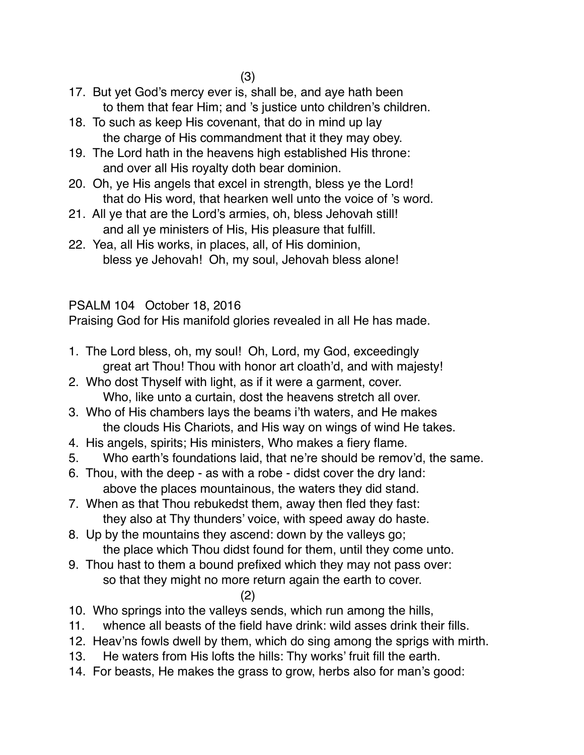(3)

17. But yet God's mercy ever is, shall be, and aye hath been
    to them that fear Him; and 's justice unto children's children.
18. To such as keep His covenant, that do in mind up lay
    the charge of His commandment that it they may obey.
19. The Lord hath in the heavens high established His throne:
    and over all His royalty doth bear dominion.
20. Oh, ye His angels that excel in strength, bless ye the Lord!
    that do His word, that hearken well unto the voice of 's word.
21. All ye that are the Lord's armies, oh, bless Jehovah still!
    and all ye ministers of His, His pleasure that fulfill.
22. Yea, all His works, in places, all, of His dominion,
    bless ye Jehovah! Oh, my soul, Jehovah bless alone!

PSALM 104 October 18, 2016

Praising God for His manifold glories revealed in all He has made.

1. The Lord bless, oh, my soul! Oh, Lord, my God, exceedingly
   great art Thou! Thou with honor art cloath'd, and with majesty!
2. Who dost Thyself with light, as if it were a garment, cover.
   Who, like unto a curtain, dost the heavens stretch all over.
3. Who of His chambers lays the beams i'th waters, and He makes
   the clouds His Chariots, and His way on wings of wind He takes.
4. His angels, spirits; His ministers, Who makes a fiery flame.
5. Who earth's foundations laid, that ne're should be remov'd, the same.
6. Thou, with the deep - as with a robe - didst cover the dry land:
   above the places mountainous, the waters they did stand.
7. When as that Thou rebukedst them, away then fled they fast:
   they also at Thy thunders' voice, with speed away do haste.
8. Up by the mountains they ascend: down by the valleys go;
   the place which Thou didst found for them, until they come unto.
9. Thou hast to them a bound prefixed which they may not pass over:
   so that they might no more return again the earth to cover.

(2)

10. Who springs into the valleys sends, which run among the hills,
11. whence all beasts of the field have drink: wild asses drink their fills.
12. Heav'ns fowls dwell by them, which do sing among the sprigs with mirth.
13. He waters from His lofts the hills: Thy works' fruit fill the earth.
14. For beasts, He makes the grass to grow, herbs also for man's good: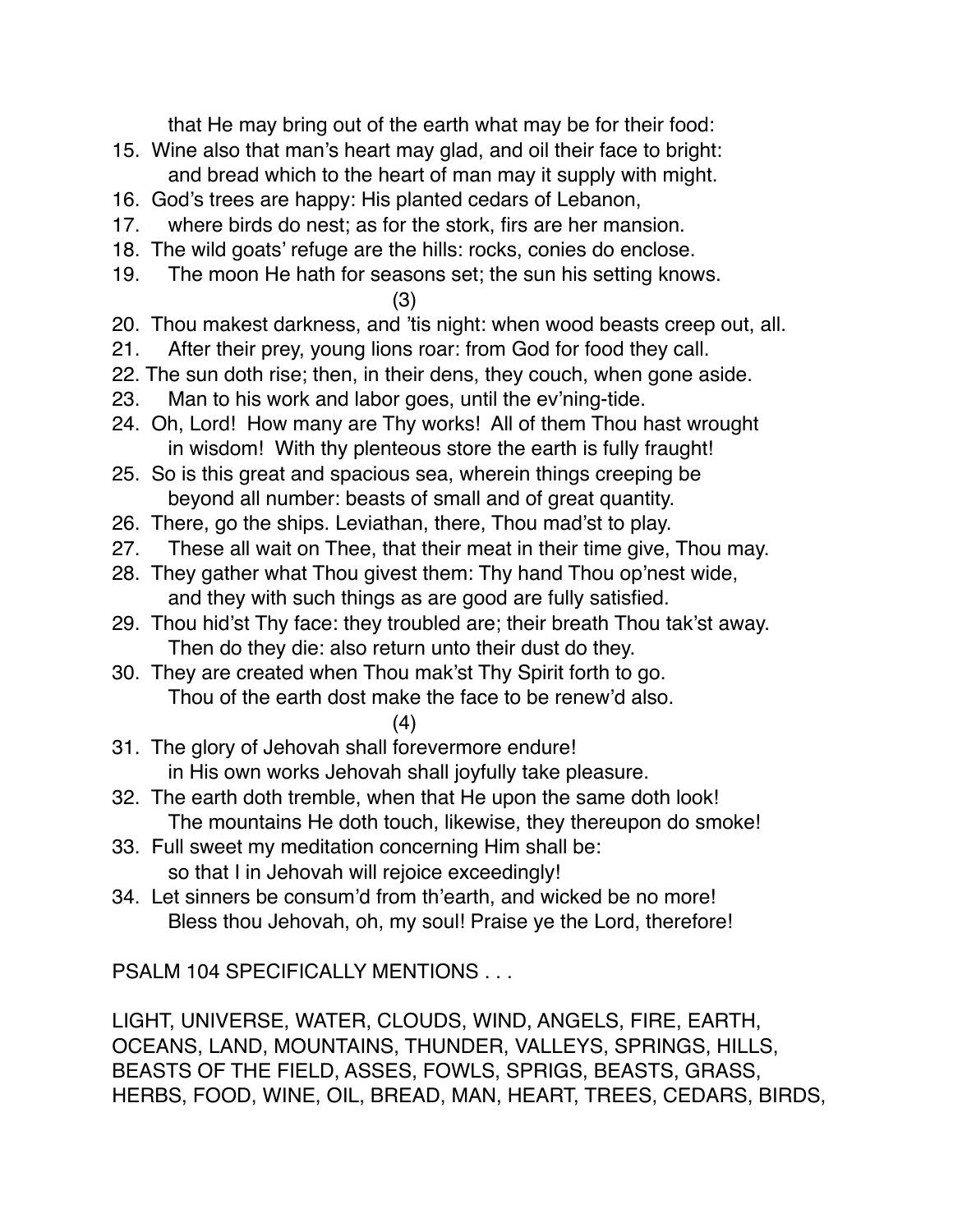that He may bring out of the earth what may be for their food:

15. Wine also that man's heart may glad, and oil their face to bright:
    and bread which to the heart of man may it supply with might.
16. God's trees are happy: His planted cedars of Lebanon,
17. where birds do nest; as for the stork, firs are her mansion.
18. The wild goats' refuge are the hills: rocks, conies do enclose.
19. The moon He hath for seasons set; the sun his setting knows.

(3)

20. Thou makest darkness, and 'tis night: when wood beasts creep out, all.
21. After their prey, young lions roar: from God for food they call.
22. The sun doth rise; then, in their dens, they couch, when gone aside.
23. Man to his work and labor goes, until the ev'ning-tide.
24. Oh, Lord! How many are Thy works! All of them Thou hast wrought
    in wisdom! With thy plenteous store the earth is fully fraught!
25. So is this great and spacious sea, wherein things creeping be
    beyond all number: beasts of small and of great quantity.
26. There, go the ships. Leviathan, there, Thou mad'st to play.
27. These all wait on Thee, that their meat in their time give, Thou may.
28. They gather what Thou givest them: Thy hand Thou op'nest wide,
    and they with such things as are good are fully satisfied.
29. Thou hid'st Thy face: they troubled are; their breath Thou tak'st away.
    Then do they die: also return unto their dust do they.
30. They are created when Thou mak'st Thy Spirit forth to go.
    Thou of the earth dost make the face to be renew'd also.

(4)

31. The glory of Jehovah shall forevermore endure!
    in His own works Jehovah shall joyfully take pleasure.
32. The earth doth tremble, when that He upon the same doth look!
    The mountains He doth touch, likewise, they thereupon do smoke!
33. Full sweet my meditation concerning Him shall be:
    so that I in Jehovah will rejoice exceedingly!
34. Let sinners be consum'd from th'earth, and wicked be no more!
    Bless thou Jehovah, oh, my soul! Praise ye the Lord, therefore!

PSALM 104 SPECIFICALLY MENTIONS . . .

LIGHT, UNIVERSE, WATER, CLOUDS, WIND, ANGELS, FIRE, EARTH, OCEANS, LAND, MOUNTAINS, THUNDER, VALLEYS, SPRINGS, HILLS, BEASTS OF THE FIELD, ASSES, FOWLS, SPRIGS, BEASTS, GRASS, HERBS, FOOD, WINE, OIL, BREAD, MAN, HEART, TREES, CEDARS, BIRDS,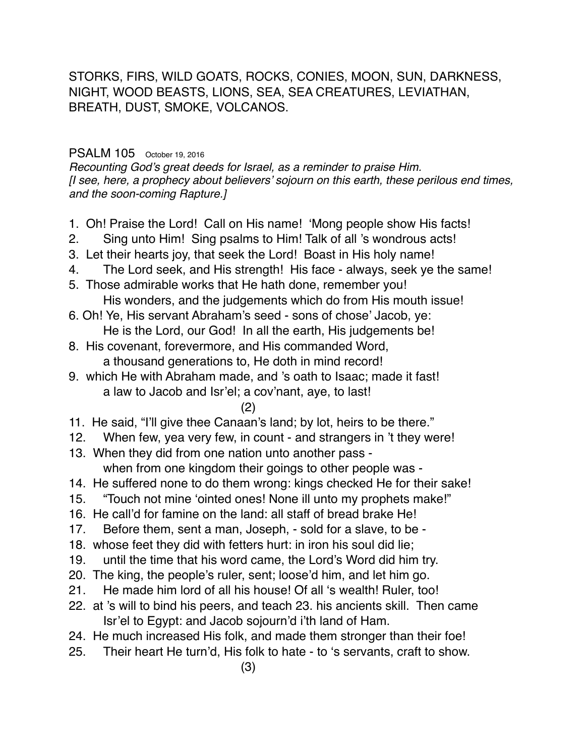STORKS, FIRS, WILD GOATS, ROCKS, CONIES, MOON, SUN, DARKNESS, NIGHT, WOOD BEASTS, LIONS, SEA, SEA CREATURES, LEVIATHAN, BREATH, DUST, SMOKE, VOLCANOS.

## PSALM 105 October 19, 2016

*Recounting God's great deeds for Israel, as a reminder to praise Him.*
*[I see, here, a prophecy about believers' sojourn on this earth, these perilous end times, and the soon-coming Rapture.]*

1. Oh! Praise the Lord! Call on His name! 'Mong people show His facts!
2. Sing unto Him! Sing psalms to Him! Talk of all 's wondrous acts!
3. Let their hearts joy, that seek the Lord! Boast in His holy name!
4. The Lord seek, and His strength! His face - always, seek ye the same!
5. Those admirable works that He hath done, remember you!
   His wonders, and the judgements which do from His mouth issue!
6. Oh! Ye, His servant Abraham's seed - sons of chose' Jacob, ye:
   He is the Lord, our God! In all the earth, His judgements be!
8. His covenant, forevermore, and His commanded Word,
   a thousand generations to, He doth in mind record!
9. which He with Abraham made, and 's oath to Isaac; made it fast!
   a law to Jacob and Isr'el; a cov'nant, aye, to last!

(2)

11. He said, "I'll give thee Canaan's land; by lot, heirs to be there."
12. When few, yea very few, in count - and strangers in 't they were!
13. When they did from one nation unto another pass -
    when from one kingdom their goings to other people was -
14. He suffered none to do them wrong: kings checked He for their sake!
15. "Touch not mine 'ointed ones! None ill unto my prophets make!"
16. He call'd for famine on the land: all staff of bread brake He!
17. Before them, sent a man, Joseph, - sold for a slave, to be -
18. whose feet they did with fetters hurt: in iron his soul did lie;
19. until the time that his word came, the Lord's Word did him try.
20. The king, the people's ruler, sent; loose'd him, and let him go.
21. He made him lord of all his house! Of all 's wealth! Ruler, too!
22. at 's will to bind his peers, and teach 23. his ancients skill. Then came
    Isr'el to Egypt: and Jacob sojourn'd i'th land of Ham.
24. He much increased His folk, and made them stronger than their foe!
25. Their heart He turn'd, His folk to hate - to 's servants, craft to show.

(3)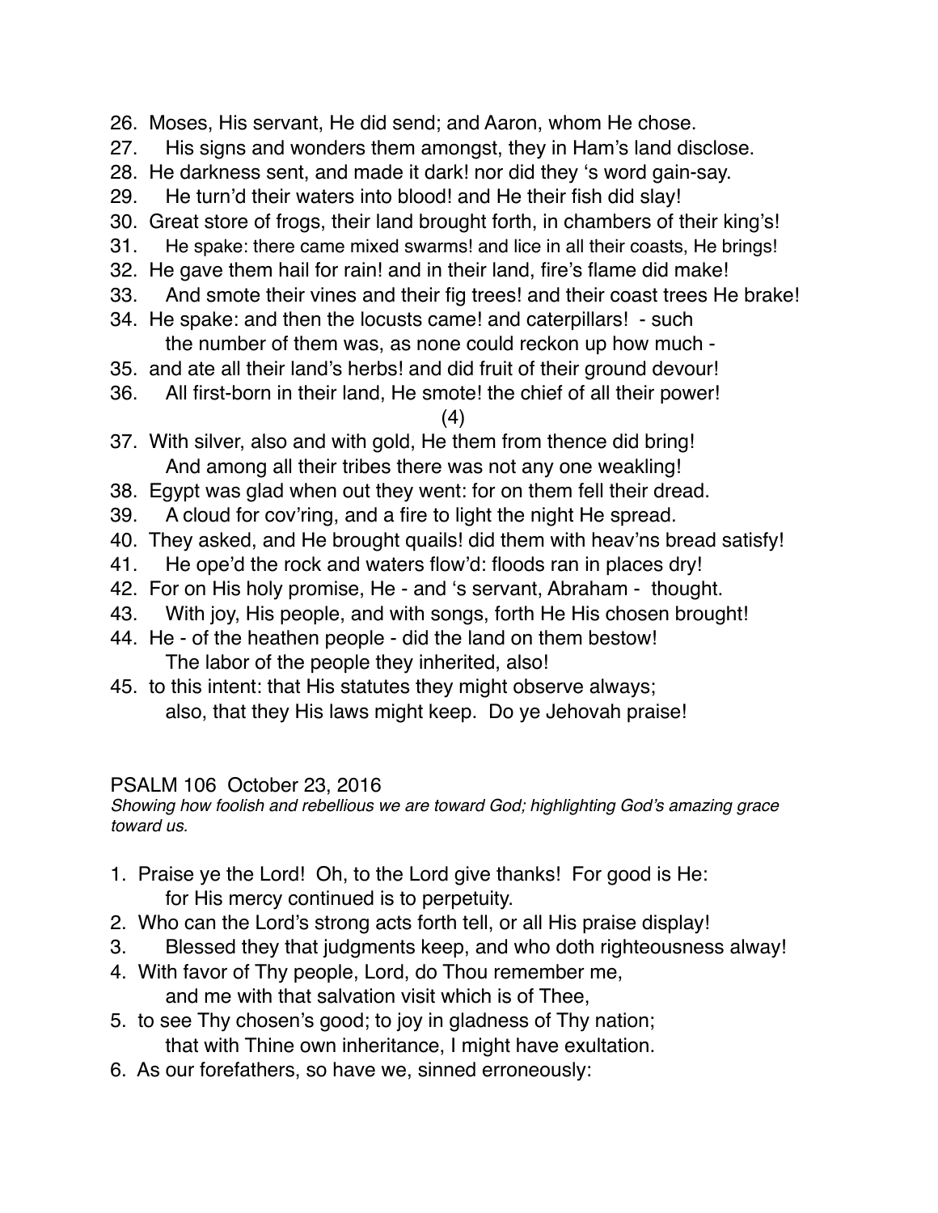26. Moses, His servant, He did send; and Aaron, whom He chose.
27. His signs and wonders them amongst, they in Ham's land disclose.
28. He darkness sent, and made it dark! nor did they 's word gain-say.
29. He turn'd their waters into blood! and He their fish did slay!
30. Great store of frogs, their land brought forth, in chambers of their king's!
31. He spake: there came mixed swarms! and lice in all their coasts, He brings!
32. He gave them hail for rain! and in their land, fire's flame did make!
33. And smote their vines and their fig trees! and their coast trees He brake!
34. He spake: and then the locusts came! and caterpillars! - such
    the number of them was, as none could reckon up how much -
35. and ate all their land's herbs! and did fruit of their ground devour!
36. All first-born in their land, He smote! the chief of all their power!

(4)

37. With silver, also and with gold, He them from thence did bring!
    And among all their tribes there was not any one weakling!
38. Egypt was glad when out they went: for on them fell their dread.
39. A cloud for cov'ring, and a fire to light the night He spread.
40. They asked, and He brought quails! did them with heav'ns bread satisfy!
41. He ope'd the rock and waters flow'd: floods ran in places dry!
42. For on His holy promise, He - and 's servant, Abraham - thought.
43. With joy, His people, and with songs, forth He His chosen brought!
44. He - of the heathen people - did the land on them bestow!
    The labor of the people they inherited, also!
45. to this intent: that His statutes they might observe always;
    also, that they His laws might keep. Do ye Jehovah praise!

## PSALM 106 October 23, 2016

*Showing how foolish and rebellious we are toward God; highlighting God's amazing grace toward us.*

1. Praise ye the Lord! Oh, to the Lord give thanks! For good is He:
   for His mercy continued is to perpetuity.
2. Who can the Lord's strong acts forth tell, or all His praise display!
3. Blessed they that judgments keep, and who doth righteousness alway!
4. With favor of Thy people, Lord, do Thou remember me,
   and me with that salvation visit which is of Thee,
5. to see Thy chosen's good; to joy in gladness of Thy nation;
   that with Thine own inheritance, I might have exultation.
6. As our forefathers, so have we, sinned erroneously: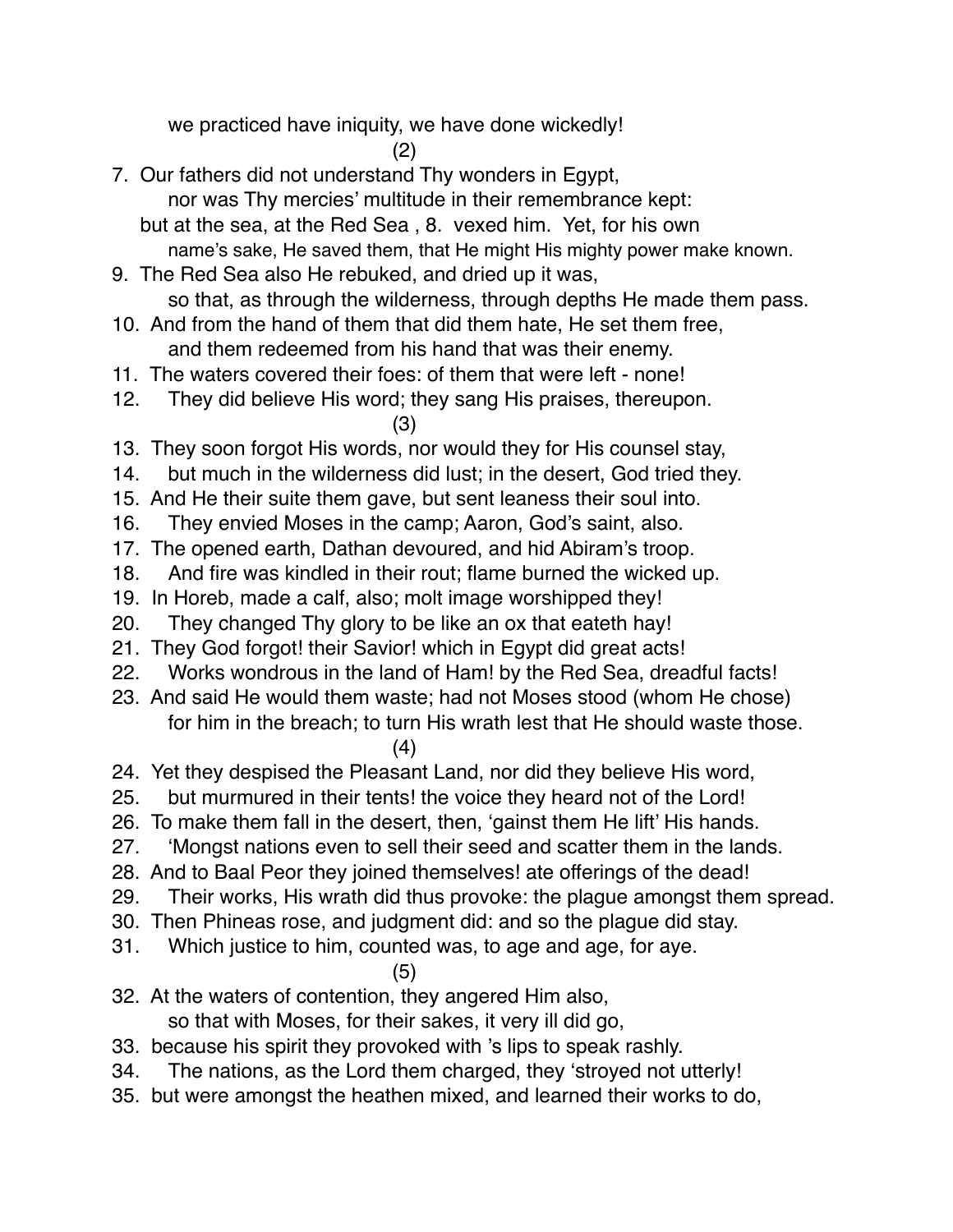we practiced have iniquity, we have done wickedly!

(2)

7. Our fathers did not understand Thy wonders in Egypt,
   nor was Thy mercies' multitude in their remembrance kept:
   but at the sea, at the Red Sea , 8. vexed him. Yet, for his own
   name's sake, He saved them, that He might His mighty power make known.
9. The Red Sea also He rebuked, and dried up it was,
   so that, as through the wilderness, through depths He made them pass.
10. And from the hand of them that did them hate, He set them free,
    and them redeemed from his hand that was their enemy.
11. The waters covered their foes: of them that were left - none!
12. They did believe His word; they sang His praises, thereupon.

(3)

13. They soon forgot His words, nor would they for His counsel stay,
14. but much in the wilderness did lust; in the desert, God tried they.
15. And He their suite them gave, but sent leaness their soul into.
16. They envied Moses in the camp; Aaron, God's saint, also.
17. The opened earth, Dathan devoured, and hid Abiram's troop.
18. And fire was kindled in their rout; flame burned the wicked up.
19. In Horeb, made a calf, also; molt image worshipped they!
20. They changed Thy glory to be like an ox that eateth hay!
21. They God forgot! their Savior! which in Egypt did great acts!
22. Works wondrous in the land of Ham! by the Red Sea, dreadful facts!
23. And said He would them waste; had not Moses stood (whom He chose)
    for him in the breach; to turn His wrath lest that He should waste those.

(4)

24. Yet they despised the Pleasant Land, nor did they believe His word,
25. but murmured in their tents! the voice they heard not of the Lord!
26. To make them fall in the desert, then, 'gainst them He lift' His hands.
27. 'Mongst nations even to sell their seed and scatter them in the lands.
28. And to Baal Peor they joined themselves! ate offerings of the dead!
29. Their works, His wrath did thus provoke: the plague amongst them spread.
30. Then Phineas rose, and judgment did: and so the plague did stay.
31. Which justice to him, counted was, to age and age, for aye.

(5)

32. At the waters of contention, they angered Him also,
    so that with Moses, for their sakes, it very ill did go,
33. because his spirit they provoked with 's lips to speak rashly.
34. The nations, as the Lord them charged, they 'stroyed not utterly!
35. but were amongst the heathen mixed, and learned their works to do,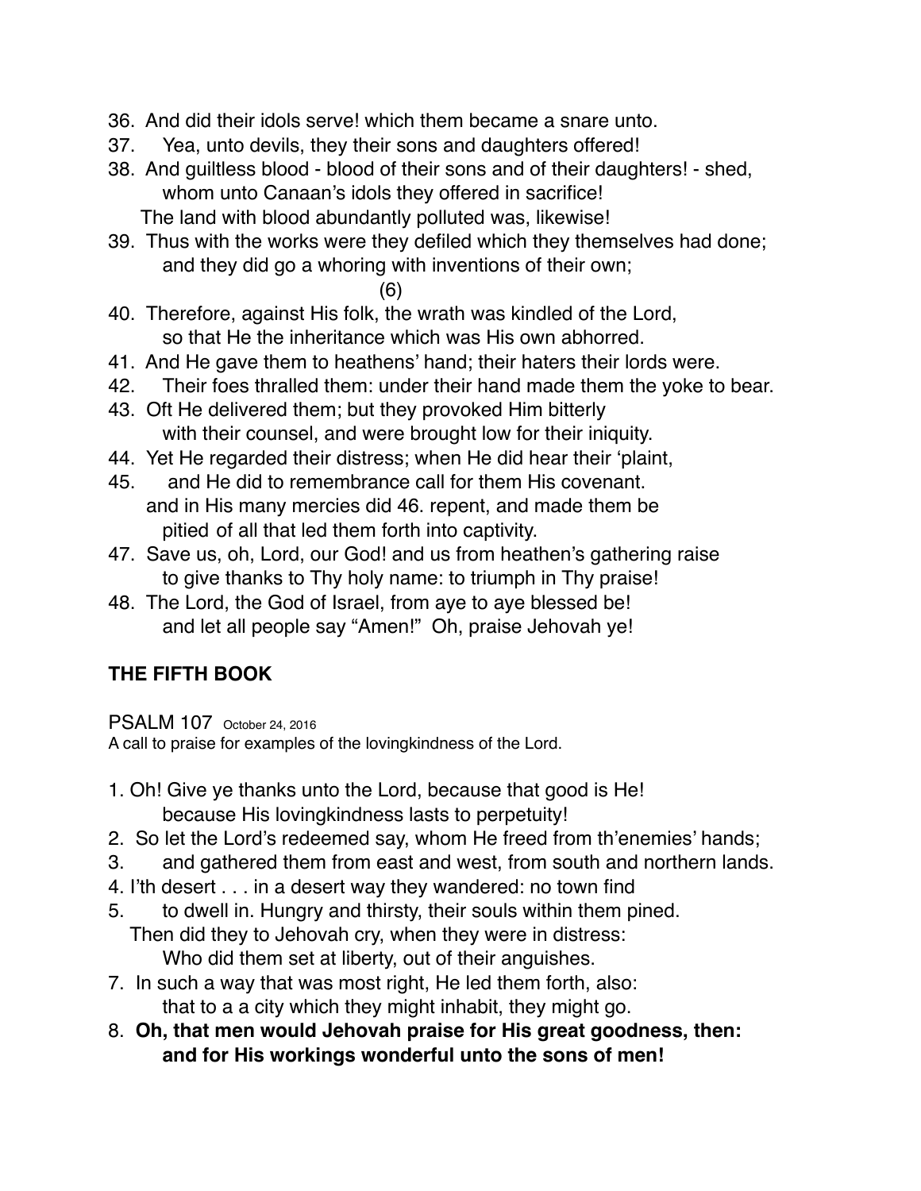36. And did their idols serve! which them became a snare unto.
37. Yea, unto devils, they their sons and daughters offered!
38. And guiltless blood - blood of their sons and of their daughters! - shed,
    whom unto Canaan's idols they offered in sacrifice!
    The land with blood abundantly polluted was, likewise!
39. Thus with the works were they defiled which they themselves had done;
    and they did go a whoring with inventions of their own;

(6)

40. Therefore, against His folk, the wrath was kindled of the Lord,
    so that He the inheritance which was His own abhorred.
41. And He gave them to heathens' hand; their haters their lords were.
42. Their foes thralled them: under their hand made them the yoke to bear.
43. Oft He delivered them; but they provoked Him bitterly
    with their counsel, and were brought low for their iniquity.
44. Yet He regarded their distress; when He did hear their 'plaint,
45. and He did to remembrance call for them His covenant.
    and in His many mercies did 46. repent, and made them be
    pitied of all that led them forth into captivity.
47. Save us, oh, Lord, our God! and us from heathen's gathering raise
    to give thanks to Thy holy name: to triumph in Thy praise!
48. The Lord, the God of Israel, from aye to aye blessed be!
    and let all people say "Amen!" Oh, praise Jehovah ye!

## THE FIFTH BOOK

PSALM 107 October 24, 2016
A call to praise for examples of the lovingkindness of the Lord.

1. Oh! Give ye thanks unto the Lord, because that good is He!
   because His lovingkindness lasts to perpetuity!
2. So let the Lord's redeemed say, whom He freed from th'enemies' hands;
3. and gathered them from east and west, from south and northern lands.
4. I'th desert . . . in a desert way they wandered: no town find
5. to dwell in. Hungry and thirsty, their souls within them pined.
   Then did they to Jehovah cry, when they were in distress:
   Who did them set at liberty, out of their anguishes.
7. In such a way that was most right, He led them forth, also:
   that to a a city which they might inhabit, they might go.
8. **Oh, that men would Jehovah praise for His great goodness, then:
   and for His workings wonderful unto the sons of men!**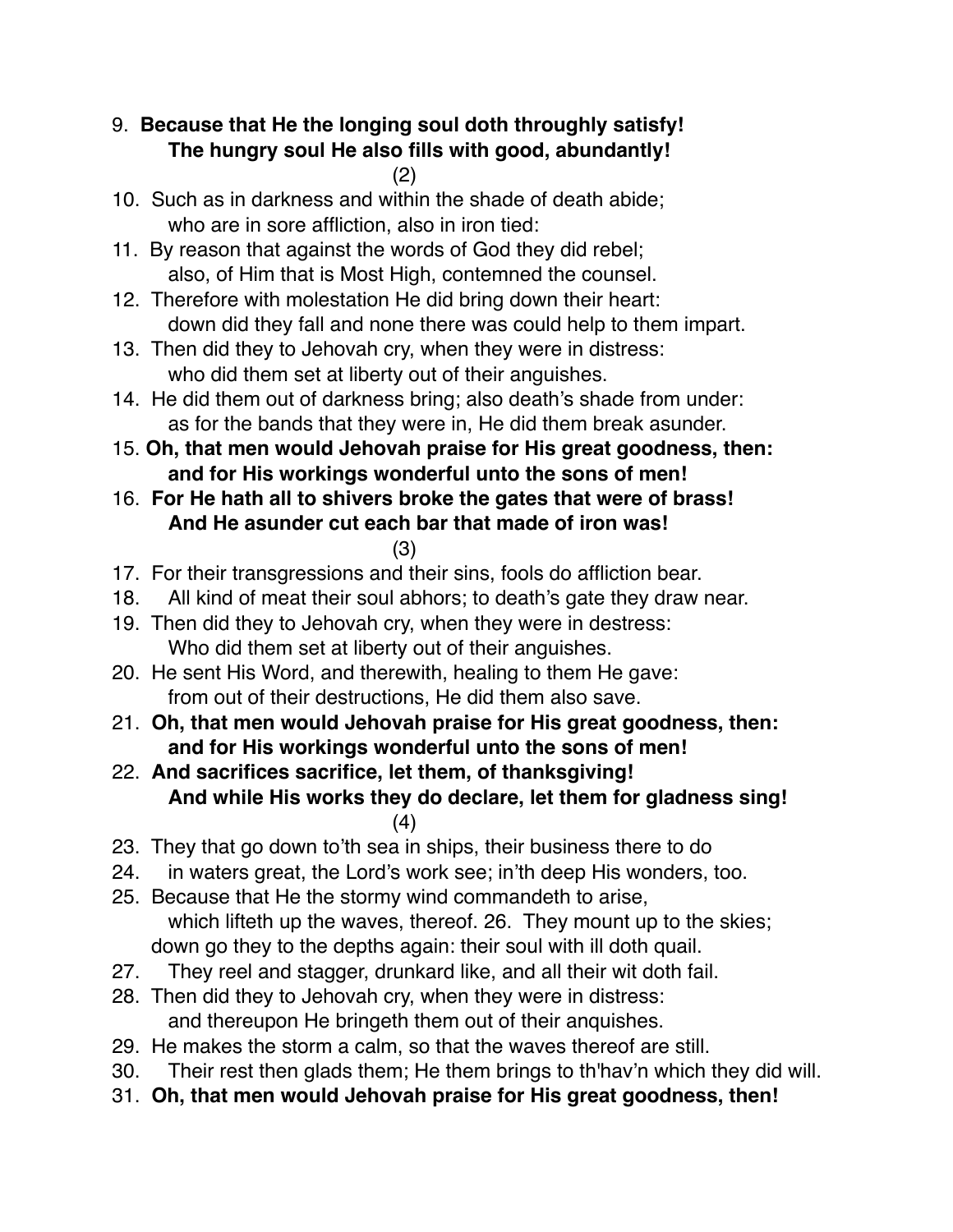9. **Because that He the longing soul doth throughly satisfy!**
   **The hungry soul He also fills with good, abundantly!**

(2)

10. Such as in darkness and within the shade of death abide;
    who are in sore affliction, also in iron tied:
11. By reason that against the words of God they did rebel;
    also, of Him that is Most High, contemned the counsel.
12. Therefore with molestation He did bring down their heart:
    down did they fall and none there was could help to them impart.
13. Then did they to Jehovah cry, when they were in distress:
    who did them set at liberty out of their anguishes.
14. He did them out of darkness bring; also death's shade from under:
    as for the bands that they were in, He did them break asunder.
15. **Oh, that men would Jehovah praise for His great goodness, then:**
    **and for His workings wonderful unto the sons of men!**
16. **For He hath all to shivers broke the gates that were of brass!**
    **And He asunder cut each bar that made of iron was!**

(3)

17. For their transgressions and their sins, fools do affliction bear.
18. All kind of meat their soul abhors; to death's gate they draw near.
19. Then did they to Jehovah cry, when they were in destress:
    Who did them set at liberty out of their anguishes.
20. He sent His Word, and therewith, healing to them He gave:
    from out of their destructions, He did them also save.
21. **Oh, that men would Jehovah praise for His great goodness, then:**
    **and for His workings wonderful unto the sons of men!**
22. **And sacrifices sacrifice, let them, of thanksgiving!**
    **And while His works they do declare, let them for gladness sing!**

(4)

23. They that go down to'th sea in ships, their business there to do
24. in waters great, the Lord's work see; in'th deep His wonders, too.
25. Because that He the stormy wind commandeth to arise,
    which lifteth up the waves, thereof. 26. They mount up to the skies;
    down go they to the depths again: their soul with ill doth quail.
27. They reel and stagger, drunkard like, and all their wit doth fail.
28. Then did they to Jehovah cry, when they were in distress:
    and thereupon He bringeth them out of their anquishes.
29. He makes the storm a calm, so that the waves thereof are still.
30. Their rest then glads them; He them brings to th'hav'n which they did will.
31. **Oh, that men would Jehovah praise for His great goodness, then!**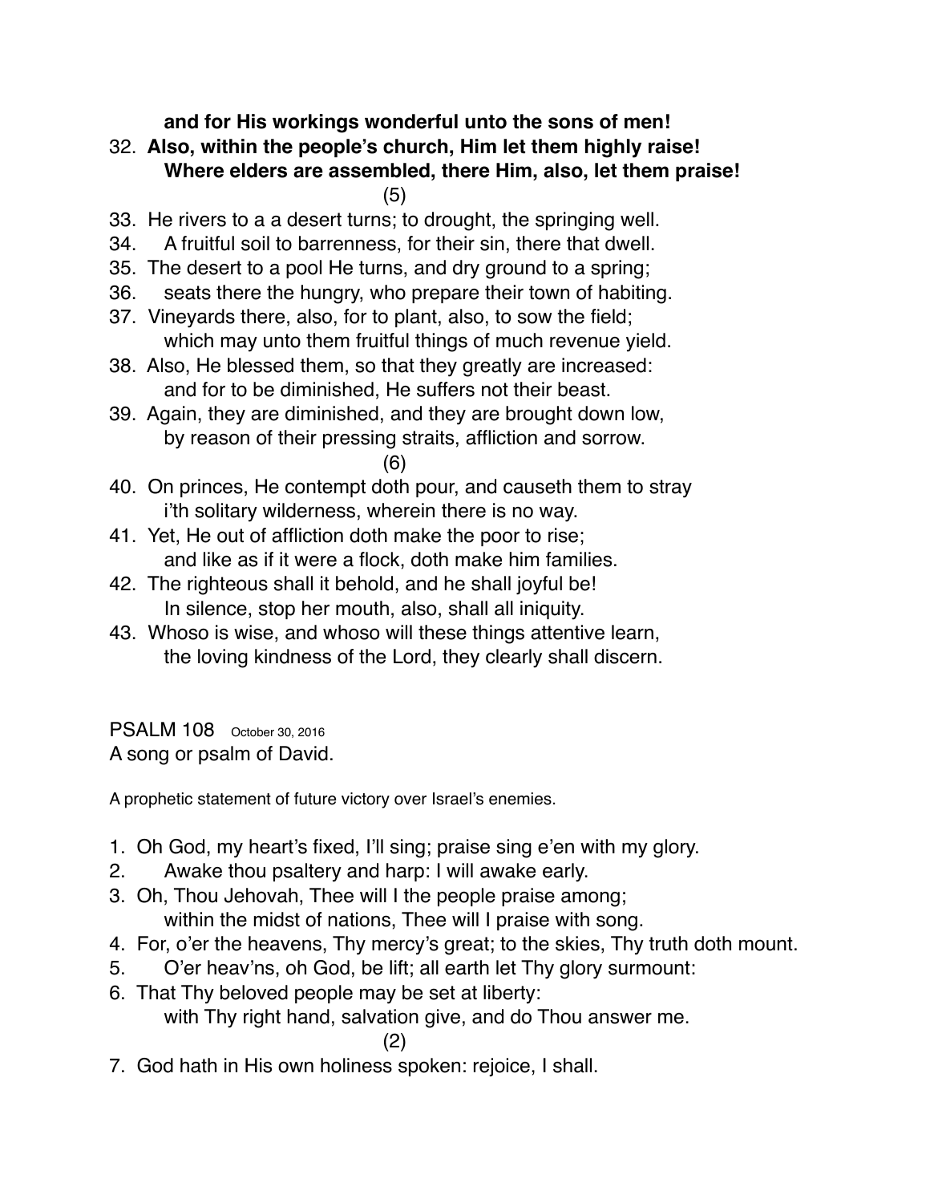**and for His workings wonderful unto the sons of men!**

32. **Also, within the people's church, Him let them highly raise!**
    **Where elders are assembled, there Him, also, let them praise!**

(5)

33. He rivers to a a desert turns; to drought, the springing well.
34. A fruitful soil to barrenness, for their sin, there that dwell.
35. The desert to a pool He turns, and dry ground to a spring;
36. seats there the hungry, who prepare their town of habiting.
37. Vineyards there, also, for to plant, also, to sow the field;
    which may unto them fruitful things of much revenue yield.
38. Also, He blessed them, so that they greatly are increased:
    and for to be diminished, He suffers not their beast.
39. Again, they are diminished, and they are brought down low,
    by reason of their pressing straits, affliction and sorrow.

(6)

40. On princes, He contempt doth pour, and causeth them to stray
    i'th solitary wilderness, wherein there is no way.
41. Yet, He out of affliction doth make the poor to rise;
    and like as if it were a flock, doth make him families.
42. The righteous shall it behold, and he shall joyful be!
    In silence, stop her mouth, also, shall all iniquity.
43. Whoso is wise, and whoso will these things attentive learn,
    the loving kindness of the Lord, they clearly shall discern.

PSALM 108 October 30, 2016

A song or psalm of David.

A prophetic statement of future victory over Israel's enemies.

1. Oh God, my heart's fixed, I'll sing; praise sing e'en with my glory.
2. Awake thou psaltery and harp: I will awake early.
3. Oh, Thou Jehovah, Thee will I the people praise among;
   within the midst of nations, Thee will I praise with song.
4. For, o'er the heavens, Thy mercy's great; to the skies, Thy truth doth mount.
5. O'er heav'ns, oh God, be lift; all earth let Thy glory surmount:
6. That Thy beloved people may be set at liberty:
   with Thy right hand, salvation give, and do Thou answer me.

(2)

7. God hath in His own holiness spoken: rejoice, I shall.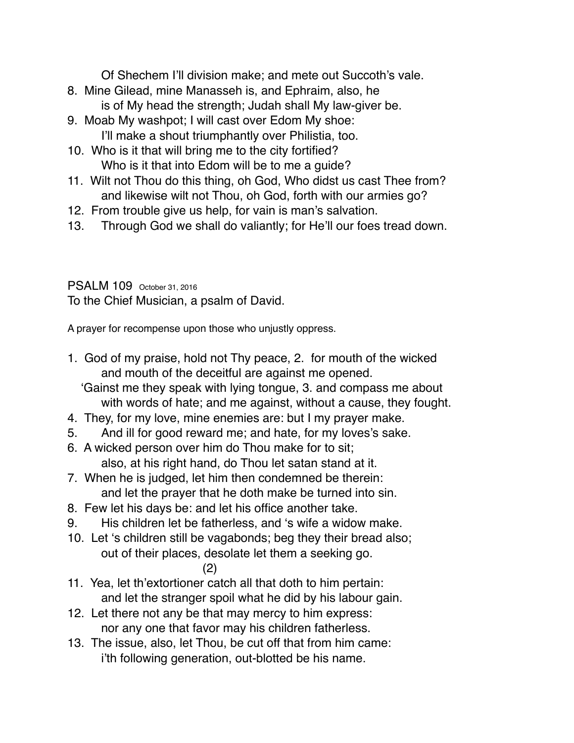Of Shechem I'll division make; and mete out Succoth's vale.

8. Mine Gilead, mine Manasseh is, and Ephraim, also, he
   is of My head the strength; Judah shall My law-giver be.
9. Moab My washpot; I will cast over Edom My shoe:
   I'll make a shout triumphantly over Philistia, too.
10. Who is it that will bring me to the city fortified?
    Who is it that into Edom will be to me a guide?
11. Wilt not Thou do this thing, oh God, Who didst us cast Thee from?
    and likewise wilt not Thou, oh God, forth with our armies go?
12. From trouble give us help, for vain is man's salvation.
13. Through God we shall do valiantly; for He'll our foes tread down.

PSALM 109 October 31, 2016

To the Chief Musician, a psalm of David.

A prayer for recompense upon those who unjustly oppress.

1. God of my praise, hold not Thy peace, 2. for mouth of the wicked
   and mouth of the deceitful are against me opened.
   'Gainst me they speak with lying tongue, 3. and compass me about
   with words of hate; and me against, without a cause, they fought.
4. They, for my love, mine enemies are: but I my prayer make.
5. And ill for good reward me; and hate, for my loves's sake.
6. A wicked person over him do Thou make for to sit;
   also, at his right hand, do Thou let satan stand at it.
7. When he is judged, let him then condemned be therein:
   and let the prayer that he doth make be turned into sin.
8. Few let his days be: and let his office another take.
9. His children let be fatherless, and 's wife a widow make.
10. Let 's children still be vagabonds; beg they their bread also;
    out of their places, desolate let them a seeking go.

(2)

11. Yea, let th'extortioner catch all that doth to him pertain:
    and let the stranger spoil what he did by his labour gain.
12. Let there not any be that may mercy to him express:
    nor any one that favor may his children fatherless.
13. The issue, also, let Thou, be cut off that from him came:
    i'th following generation, out-blotted be his name.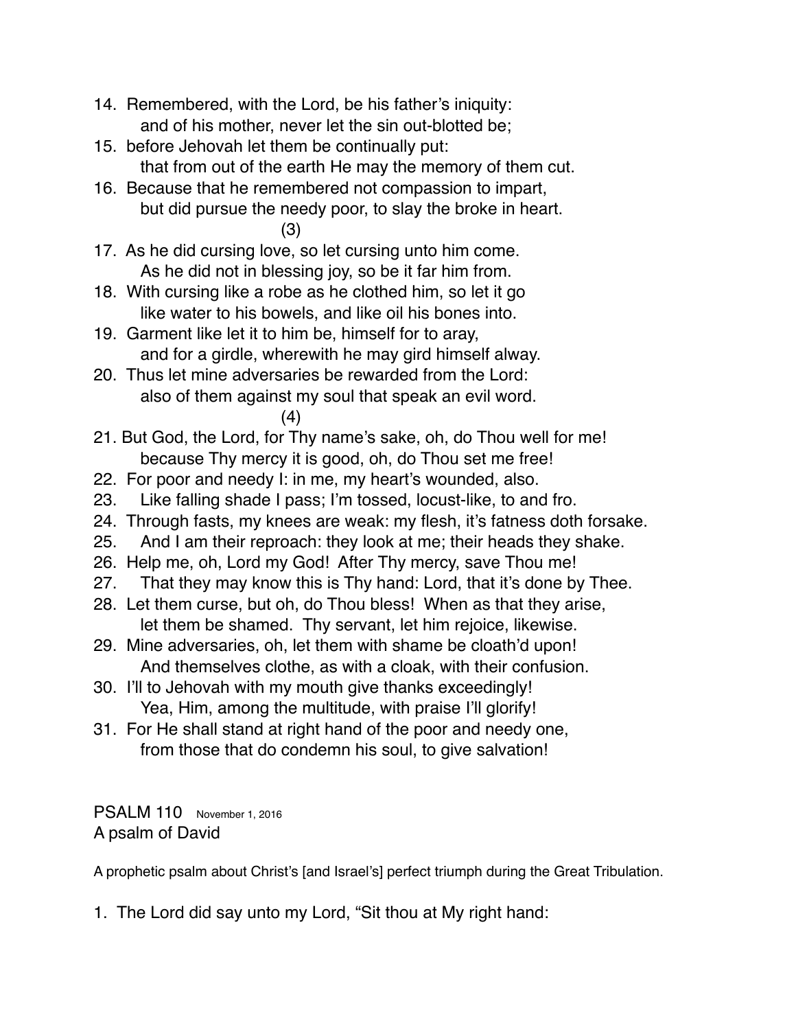14. Remembered, with the Lord, be his father's iniquity:
    and of his mother, never let the sin out-blotted be;
15. before Jehovah let them be continually put:
    that from out of the earth He may the memory of them cut.
16. Because that he remembered not compassion to impart,
    but did pursue the needy poor, to slay the broke in heart.

(3)

17. As he did cursing love, so let cursing unto him come.
    As he did not in blessing joy, so be it far him from.
18. With cursing like a robe as he clothed him, so let it go
    like water to his bowels, and like oil his bones into.
19. Garment like let it to him be, himself for to aray,
    and for a girdle, wherewith he may gird himself alway.
20. Thus let mine adversaries be rewarded from the Lord:
    also of them against my soul that speak an evil word.

(4)

21. But God, the Lord, for Thy name's sake, oh, do Thou well for me!
    because Thy mercy it is good, oh, do Thou set me free!
22. For poor and needy I: in me, my heart's wounded, also.
23. Like falling shade I pass; I'm tossed, locust-like, to and fro.
24. Through fasts, my knees are weak: my flesh, it's fatness doth forsake.
25. And I am their reproach: they look at me; their heads they shake.
26. Help me, oh, Lord my God! After Thy mercy, save Thou me!
27. That they may know this is Thy hand: Lord, that it's done by Thee.
28. Let them curse, but oh, do Thou bless! When as that they arise,
    let them be shamed. Thy servant, let him rejoice, likewise.
29. Mine adversaries, oh, let them with shame be cloath'd upon!
    And themselves clothe, as with a cloak, with their confusion.
30. I'll to Jehovah with my mouth give thanks exceedingly!
    Yea, Him, among the multitude, with praise I'll glorify!
31. For He shall stand at right hand of the poor and needy one,
    from those that do condemn his soul, to give salvation!

## PSALM 110 <small>November 1, 2016</small>

A psalm of David

A prophetic psalm about Christ's [and Israel's] perfect triumph during the Great Tribulation.

1. The Lord did say unto my Lord, "Sit thou at My right hand: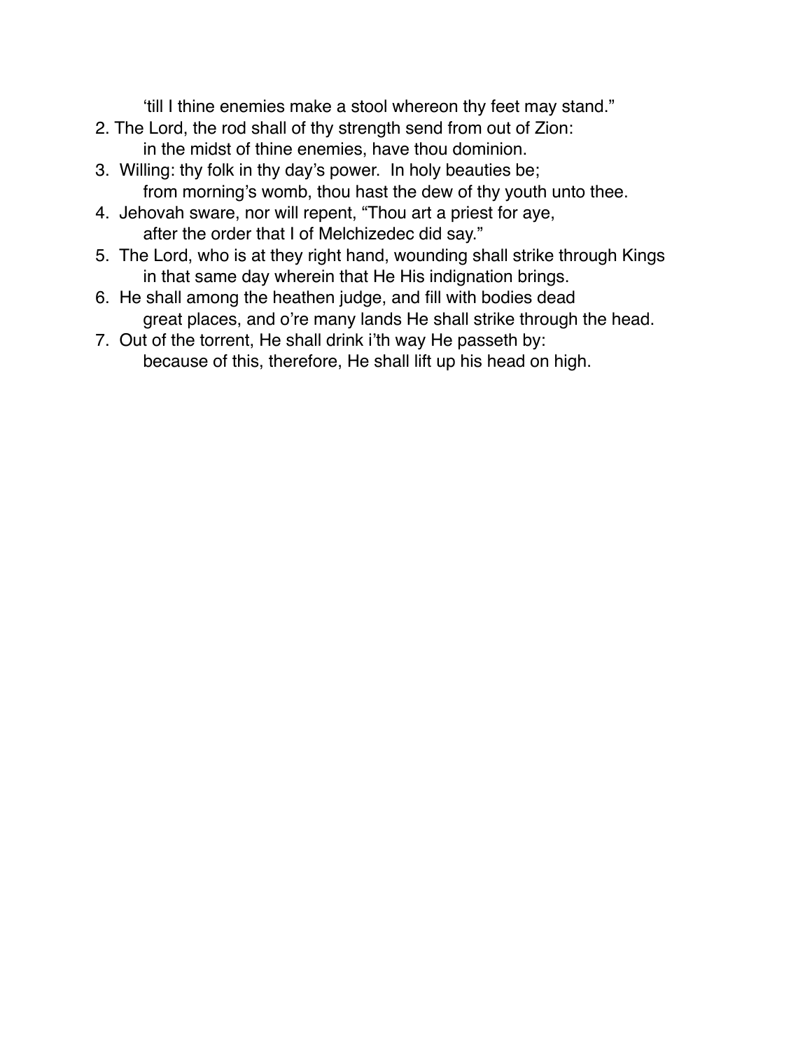'till I thine enemies make a stool whereon thy feet may stand."

2. The Lord, the rod shall of thy strength send from out of Zion:
   in the midst of thine enemies, have thou dominion.
3. Willing: thy folk in thy day's power. In holy beauties be;
   from morning's womb, thou hast the dew of thy youth unto thee.
4. Jehovah sware, nor will repent, "Thou art a priest for aye,
   after the order that I of Melchizedec did say."
5. The Lord, who is at they right hand, wounding shall strike through Kings
   in that same day wherein that He His indignation brings.
6. He shall among the heathen judge, and fill with bodies dead
   great places, and o're many lands He shall strike through the head.
7. Out of the torrent, He shall drink i'th way He passeth by:
   because of this, therefore, He shall lift up his head on high.